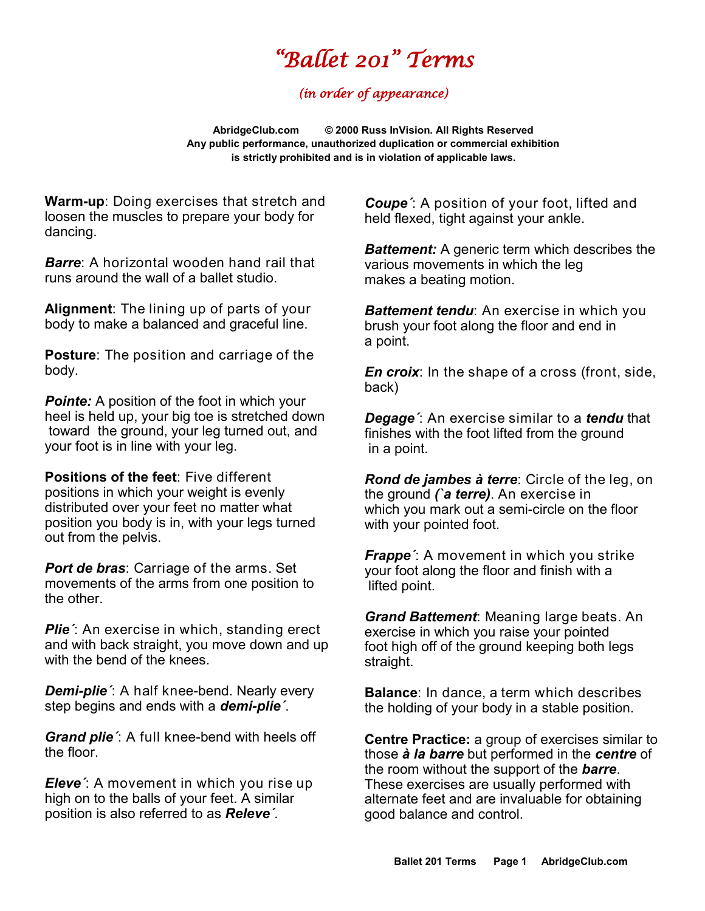# *"Ballet 201" Terms*

*(in order of appearance)*

**AbridgeClub.com © 2000 Russ InVision. All Rights Reserved**
**Any public performance, unauthorized duplication or commercial exhibition is strictly prohibited and is in violation of applicable laws.**

**Warm-up**: Doing exercises that stretch and loosen the muscles to prepare your body for dancing.

***Barre***: A horizontal wooden hand rail that runs around the wall of a ballet studio.

**Alignment**: The lining up of parts of your body to make a balanced and graceful line.

**Posture**: The position and carriage of the body.

***Pointe:*** A position of the foot in which your heel is held up, your big toe is stretched down toward the ground, your leg turned out, and your foot is in line with your leg.

**Positions of the feet**: Five different positions in which your weight is evenly distributed over your feet no matter what position you body is in, with your legs turned out from the pelvis.

***Port de bras***: Carriage of the arms. Set movements of the arms from one position to the other.

***Plie´***: An exercise in which, standing erect and with back straight, you move down and up with the bend of the knees.

***Demi-plie´***: A half knee-bend. Nearly every step begins and ends with a ***demi-plie´***.

***Grand plie´***: A full knee-bend with heels off the floor.

***Eleve´***: A movement in which you rise up high on to the balls of your feet. A similar position is also referred to as ***Releve´***.

***Coupe´***: A position of your foot, lifted and held flexed, tight against your ankle.

***Battement:*** A generic term which describes the various movements in which the leg makes a beating motion.

***Battement tendu***: An exercise in which you brush your foot along the floor and end in a point.

***En croix***: In the shape of a cross (front, side, back)

***Degage´***: An exercise similar to a ***tendu*** that finishes with the foot lifted from the ground in a point.

***Rond de jambes à terre***: Circle of the leg, on the ground ***(`a terre)***. An exercise in which you mark out a semi-circle on the floor with your pointed foot.

***Frappe´***: A movement in which you strike your foot along the floor and finish with a lifted point.

***Grand Battement***: Meaning large beats. An exercise in which you raise your pointed foot high off of the ground keeping both legs straight.

**Balance**: In dance, a term which describes the holding of your body in a stable position.

**Centre Practice:** a group of exercises similar to those ***à la barre*** but performed in the ***centre*** of the room without the support of the ***barre***. These exercises are usually performed with alternate feet and are invaluable for obtaining good balance and control.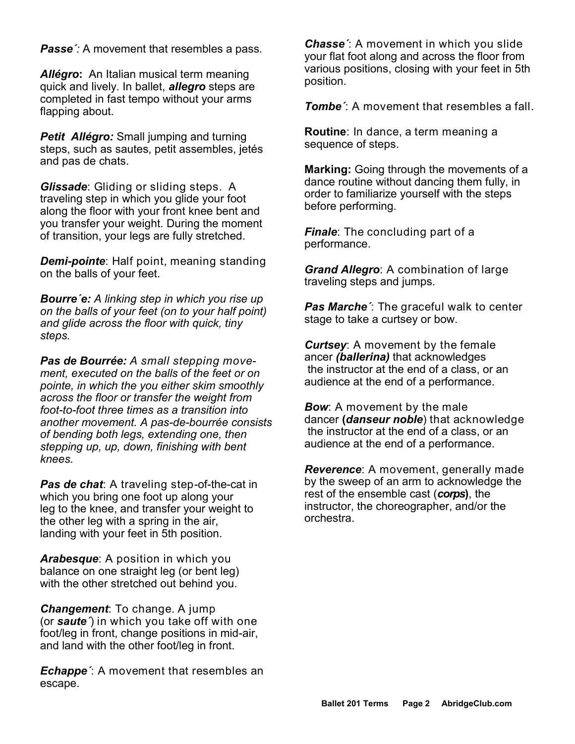***Passe´:*** A movement that resembles a pass.

***Allégro*:** An Italian musical term meaning quick and lively. In ballet, ***allegro*** steps are completed in fast tempo without your arms flapping about.

***Petit Allégro:*** Small jumping and turning steps, such as sautes, petit assembles, jetés and pas de chats.

***Glissade***: Gliding or sliding steps. A traveling step in which you glide your foot along the floor with your front knee bent and you transfer your weight. During the moment of transition, your legs are fully stretched.

***Demi-pointe***: Half point, meaning standing on the balls of your feet.

***Bourre´e:*** *A linking step in which you rise up on the balls of your feet (on to your half point) and glide across the floor with quick, tiny steps.*

***Pas de Bourrée:*** *A small stepping movement, executed on the balls of the feet or on pointe, in which the you either skim smoothly across the floor or transfer the weight from foot-to-foot three times as a transition into another movement. A pas-de-bourrée consists of bending both legs, extending one, then stepping up, up, down, finishing with bent knees.*

***Pas de chat***: A traveling step-of-the-cat in which you bring one foot up along your leg to the knee, and transfer your weight to the other leg with a spring in the air, landing with your feet in 5th position.

***Arabesque***: A position in which you balance on one straight leg (or bent leg) with the other stretched out behind you.

***Changement***: To change. A jump (or ***saute´***) in which you take off with one foot/leg in front, change positions in mid-air, and land with the other foot/leg in front.

***Echappe´***: A movement that resembles an escape.

***Chasse´***: A movement in which you slide your flat foot along and across the floor from various positions, closing with your feet in 5th position.

***Tombe´***: A movement that resembles a fall.

**Routine**: In dance, a term meaning a sequence of steps.

**Marking:** Going through the movements of a dance routine without dancing them fully, in order to familiarize yourself with the steps before performing.

***Finale***: The concluding part of a performance.

***Grand Allegro***: A combination of large traveling steps and jumps.

***Pas Marche´***: The graceful walk to center stage to take a curtsey or bow.

***Curtsey***: A movement by the female ancer ***(ballerina)*** that acknowledges the instructor at the end of a class, or an audience at the end of a performance.

***Bow***: A movement by the male dancer **(*danseur noble*)** that acknowledge the instructor at the end of a class, or an audience at the end of a performance.

***Reverence***: A movement, generally made by the sweep of an arm to acknowledge the rest of the ensemble cast (***corps***), the instructor, the choreographer, and/or the orchestra.